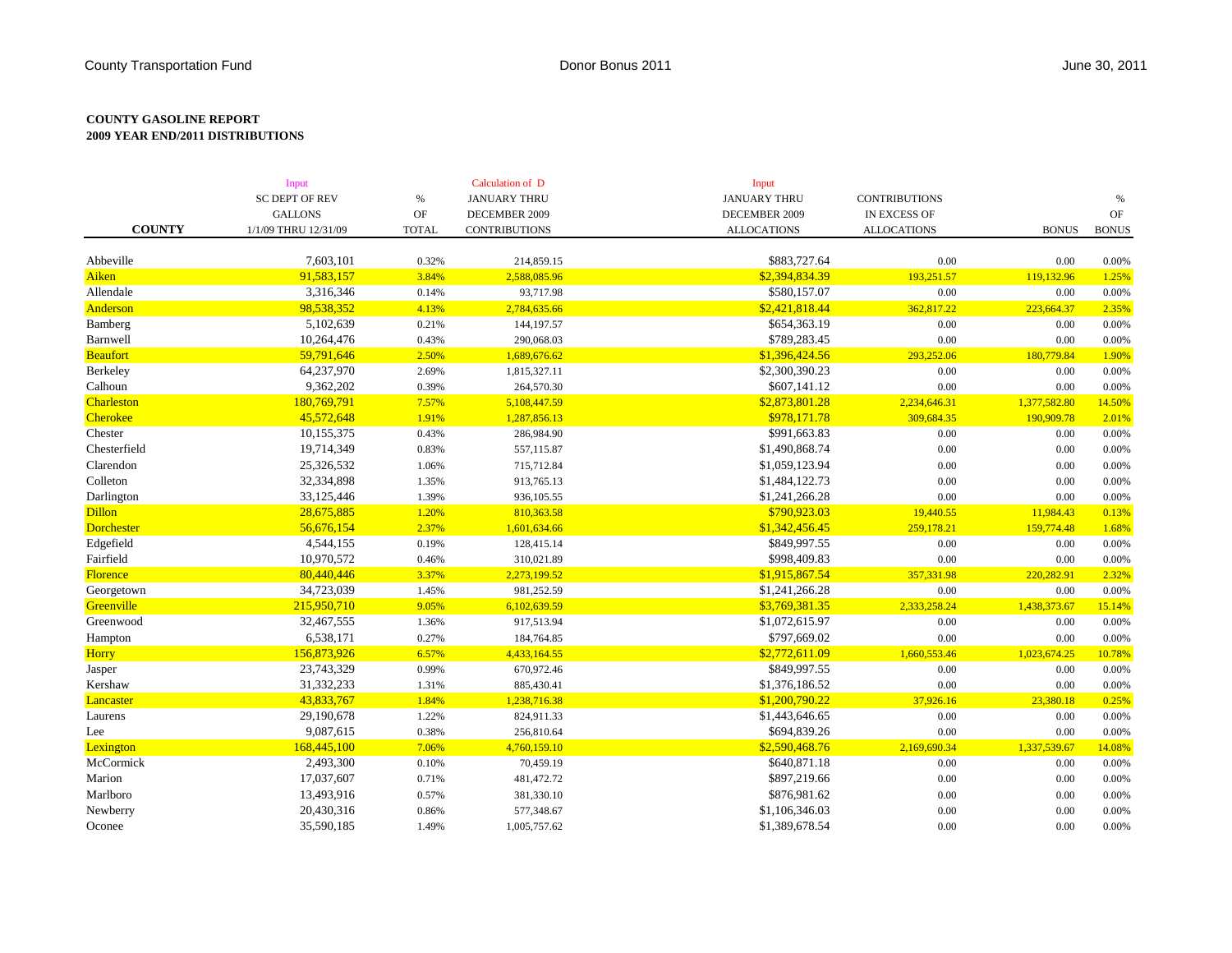County Transportation Fund — Donor Bonus 2011 — June 30, 2011

**COUNTY GASOLINE REPORT**
**2009 YEAR END/2011 DISTRIBUTIONS**

| COUNTY | Input<br>SC DEPT OF REV<br>GALLONS<br>1/1/09 THRU 12/31/09 | %<br>OF<br>TOTAL | Calculation of D<br>JANUARY THRU<br>DECEMBER 2009<br>CONTRIBUTIONS | Input<br>JANUARY THRU<br>DECEMBER 2009<br>ALLOCATIONS | CONTRIBUTIONS<br>IN EXCESS OF<br>ALLOCATIONS | BONUS | %<br>OF<br>BONUS |
|---|---|---|---|---|---|---|---|
| Abbeville | 7,603,101 | 0.32% | 214,859.15 | $883,727.64 | 0.00 | 0.00 | 0.00% |
| Aiken | 91,583,157 | 3.84% | 2,588,085.96 | $2,394,834.39 | 193,251.57 | 119,132.96 | 1.25% |
| Allendale | 3,316,346 | 0.14% | 93,717.98 | $580,157.07 | 0.00 | 0.00 | 0.00% |
| Anderson | 98,538,352 | 4.13% | 2,784,635.66 | $2,421,818.44 | 362,817.22 | 223,664.37 | 2.35% |
| Bamberg | 5,102,639 | 0.21% | 144,197.57 | $654,363.19 | 0.00 | 0.00 | 0.00% |
| Barnwell | 10,264,476 | 0.43% | 290,068.03 | $789,283.45 | 0.00 | 0.00 | 0.00% |
| Beaufort | 59,791,646 | 2.50% | 1,689,676.62 | $1,396,424.56 | 293,252.06 | 180,779.84 | 1.90% |
| Berkeley | 64,237,970 | 2.69% | 1,815,327.11 | $2,300,390.23 | 0.00 | 0.00 | 0.00% |
| Calhoun | 9,362,202 | 0.39% | 264,570.30 | $607,141.12 | 0.00 | 0.00 | 0.00% |
| Charleston | 180,769,791 | 7.57% | 5,108,447.59 | $2,873,801.28 | 2,234,646.31 | 1,377,582.80 | 14.50% |
| Cherokee | 45,572,648 | 1.91% | 1,287,856.13 | $978,171.78 | 309,684.35 | 190,909.78 | 2.01% |
| Chester | 10,155,375 | 0.43% | 286,984.90 | $991,663.83 | 0.00 | 0.00 | 0.00% |
| Chesterfield | 19,714,349 | 0.83% | 557,115.87 | $1,490,868.74 | 0.00 | 0.00 | 0.00% |
| Clarendon | 25,326,532 | 1.06% | 715,712.84 | $1,059,123.94 | 0.00 | 0.00 | 0.00% |
| Colleton | 32,334,898 | 1.35% | 913,765.13 | $1,484,122.73 | 0.00 | 0.00 | 0.00% |
| Darlington | 33,125,446 | 1.39% | 936,105.55 | $1,241,266.28 | 0.00 | 0.00 | 0.00% |
| Dillon | 28,675,885 | 1.20% | 810,363.58 | $790,923.03 | 19,440.55 | 11,984.43 | 0.13% |
| Dorchester | 56,676,154 | 2.37% | 1,601,634.66 | $1,342,456.45 | 259,178.21 | 159,774.48 | 1.68% |
| Edgefield | 4,544,155 | 0.19% | 128,415.14 | $849,997.55 | 0.00 | 0.00 | 0.00% |
| Fairfield | 10,970,572 | 0.46% | 310,021.89 | $998,409.83 | 0.00 | 0.00 | 0.00% |
| Florence | 80,440,446 | 3.37% | 2,273,199.52 | $1,915,867.54 | 357,331.98 | 220,282.91 | 2.32% |
| Georgetown | 34,723,039 | 1.45% | 981,252.59 | $1,241,266.28 | 0.00 | 0.00 | 0.00% |
| Greenville | 215,950,710 | 9.05% | 6,102,639.59 | $3,769,381.35 | 2,333,258.24 | 1,438,373.67 | 15.14% |
| Greenwood | 32,467,555 | 1.36% | 917,513.94 | $1,072,615.97 | 0.00 | 0.00 | 0.00% |
| Hampton | 6,538,171 | 0.27% | 184,764.85 | $797,669.02 | 0.00 | 0.00 | 0.00% |
| Horry | 156,873,926 | 6.57% | 4,433,164.55 | $2,772,611.09 | 1,660,553.46 | 1,023,674.25 | 10.78% |
| Jasper | 23,743,329 | 0.99% | 670,972.46 | $849,997.55 | 0.00 | 0.00 | 0.00% |
| Kershaw | 31,332,233 | 1.31% | 885,430.41 | $1,376,186.52 | 0.00 | 0.00 | 0.00% |
| Lancaster | 43,833,767 | 1.84% | 1,238,716.38 | $1,200,790.22 | 37,926.16 | 23,380.18 | 0.25% |
| Laurens | 29,190,678 | 1.22% | 824,911.33 | $1,443,646.65 | 0.00 | 0.00 | 0.00% |
| Lee | 9,087,615 | 0.38% | 256,810.64 | $694,839.26 | 0.00 | 0.00 | 0.00% |
| Lexington | 168,445,100 | 7.06% | 4,760,159.10 | $2,590,468.76 | 2,169,690.34 | 1,337,539.67 | 14.08% |
| McCormick | 2,493,300 | 0.10% | 70,459.19 | $640,871.18 | 0.00 | 0.00 | 0.00% |
| Marion | 17,037,607 | 0.71% | 481,472.72 | $897,219.66 | 0.00 | 0.00 | 0.00% |
| Marlboro | 13,493,916 | 0.57% | 381,330.10 | $876,981.62 | 0.00 | 0.00 | 0.00% |
| Newberry | 20,430,316 | 0.86% | 577,348.67 | $1,106,346.03 | 0.00 | 0.00 | 0.00% |
| Oconee | 35,590,185 | 1.49% | 1,005,757.62 | $1,389,678.54 | 0.00 | 0.00 | 0.00% |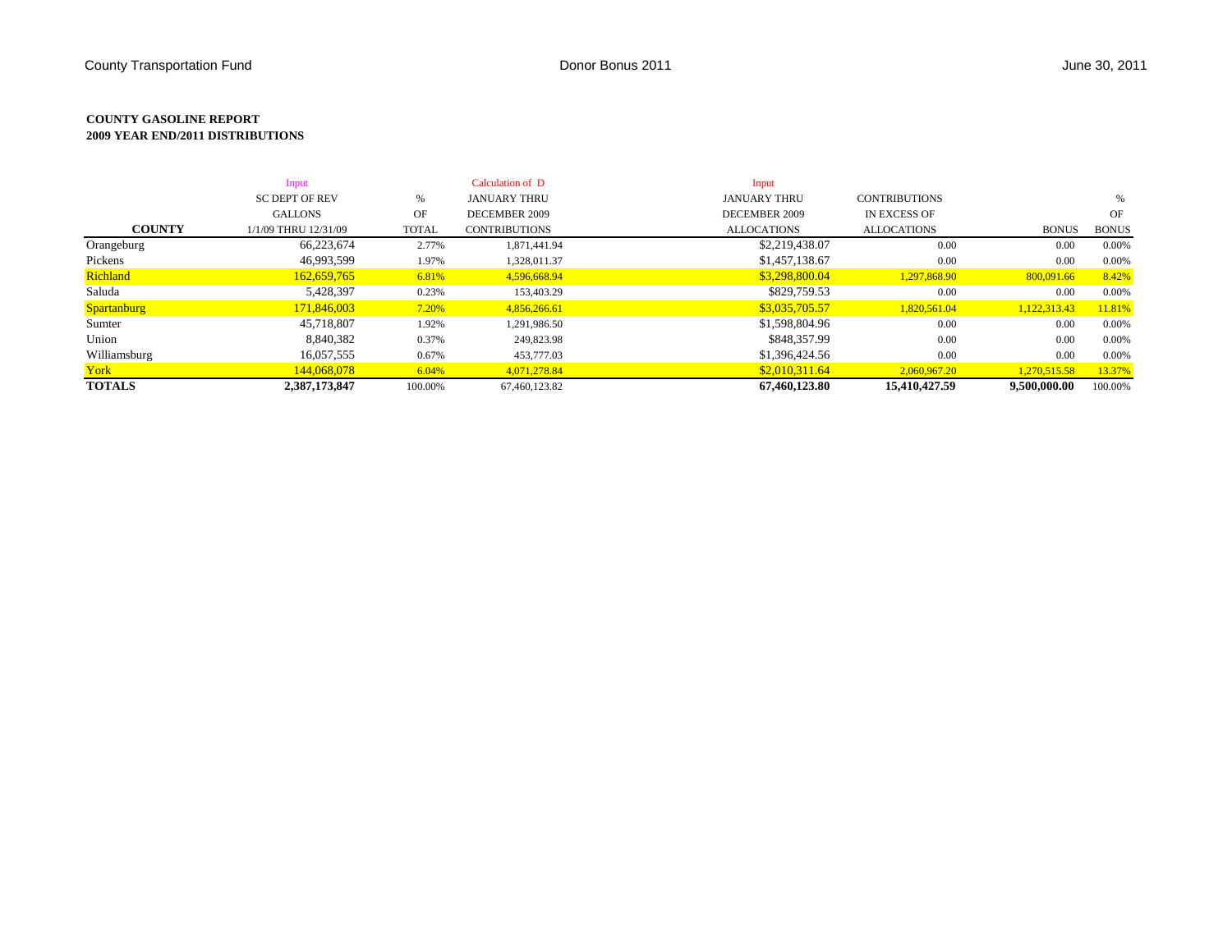**COUNTY GASOLINE REPORT**
**2009 YEAR END/2011 DISTRIBUTIONS**

| COUNTY | Input<br>SC DEPT OF REV<br>GALLONS<br>1/1/09 THRU 12/31/09 | %<br>OF<br>TOTAL | Calculation of D<br>JANUARY THRU<br>DECEMBER 2009<br>CONTRIBUTIONS | Input<br>JANUARY THRU<br>DECEMBER 2009<br>ALLOCATIONS | CONTRIBUTIONS<br>IN EXCESS OF<br>ALLOCATIONS | BONUS | %<br>OF<br>BONUS |
|---|---|---|---|---|---|---|---|
| Orangeburg | 66,223,674 | 2.77% | 1,871,441.94 | $2,219,438.07 | 0.00 | 0.00 | 0.00% |
| Pickens | 46,993,599 | 1.97% | 1,328,011.37 | $1,457,138.67 | 0.00 | 0.00 | 0.00% |
| Richland | 162,659,765 | 6.81% | 4,596,668.94 | $3,298,800.04 | 1,297,868.90 | 800,091.66 | 8.42% |
| Saluda | 5,428,397 | 0.23% | 153,403.29 | $829,759.53 | 0.00 | 0.00 | 0.00% |
| Spartanburg | 171,846,003 | 7.20% | 4,856,266.61 | $3,035,705.57 | 1,820,561.04 | 1,122,313.43 | 11.81% |
| Sumter | 45,718,807 | 1.92% | 1,291,986.50 | $1,598,804.96 | 0.00 | 0.00 | 0.00% |
| Union | 8,840,382 | 0.37% | 249,823.98 | $848,357.99 | 0.00 | 0.00 | 0.00% |
| Williamsburg | 16,057,555 | 0.67% | 453,777.03 | $1,396,424.56 | 0.00 | 0.00 | 0.00% |
| York | 144,068,078 | 6.04% | 4,071,278.84 | $2,010,311.64 | 2,060,967.20 | 1,270,515.58 | 13.37% |
| **TOTALS** | **2,387,173,847** | 100.00% | 67,460,123.82 | **67,460,123.80** | **15,410,427.59** | **9,500,000.00** | 100.00% |